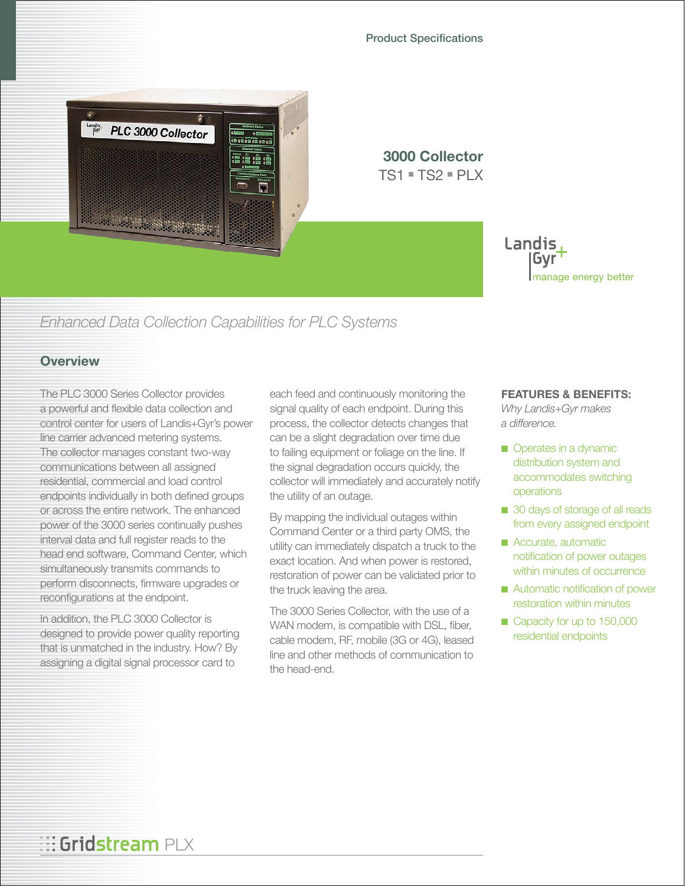Product Specifications

# 3000 Collector

TS1 ▪ TS2 ▪ PLX

Landis+Gyr
manage energy better

*Enhanced Data Collection Capabilities for PLC Systems*

## Overview

The PLC 3000 Series Collector provides a powerful and flexible data collection and control center for users of Landis+Gyr's power line carrier advanced metering systems. The collector manages constant two-way communications between all assigned residential, commercial and load control endpoints individually in both defined groups or across the entire network. The enhanced power of the 3000 series continually pushes interval data and full register reads to the head end software, Command Center, which simultaneously transmits commands to perform disconnects, firmware upgrades or reconfigurations at the endpoint.

In addition, the PLC 3000 Collector is designed to provide power quality reporting that is unmatched in the industry. How? By assigning a digital signal processor card to each feed and continuously monitoring the signal quality of each endpoint. During this process, the collector detects changes that can be a slight degradation over time due to failing equipment or foliage on the line. If the signal degradation occurs quickly, the collector will immediately and accurately notify the utility of an outage.

By mapping the individual outages within Command Center or a third party OMS, the utility can immediately dispatch a truck to the exact location. And when power is restored, restoration of power can be validated prior to the truck leaving the area.

The 3000 Series Collector, with the use of a WAN modem, is compatible with DSL, fiber, cable modem, RF, mobile (3G or 4G), leased line and other methods of communication to the head-end.

**FEATURES & BENEFITS:**
*Why Landis+Gyr makes a difference.*

- Operates in a dynamic distribution system and accommodates switching operations
- 30 days of storage of all reads from every assigned endpoint
- Accurate, automatic notification of power outages within minutes of occurrence
- Automatic notification of power restoration within minutes
- Capacity for up to 150,000 residential endpoints

Gridstream PLX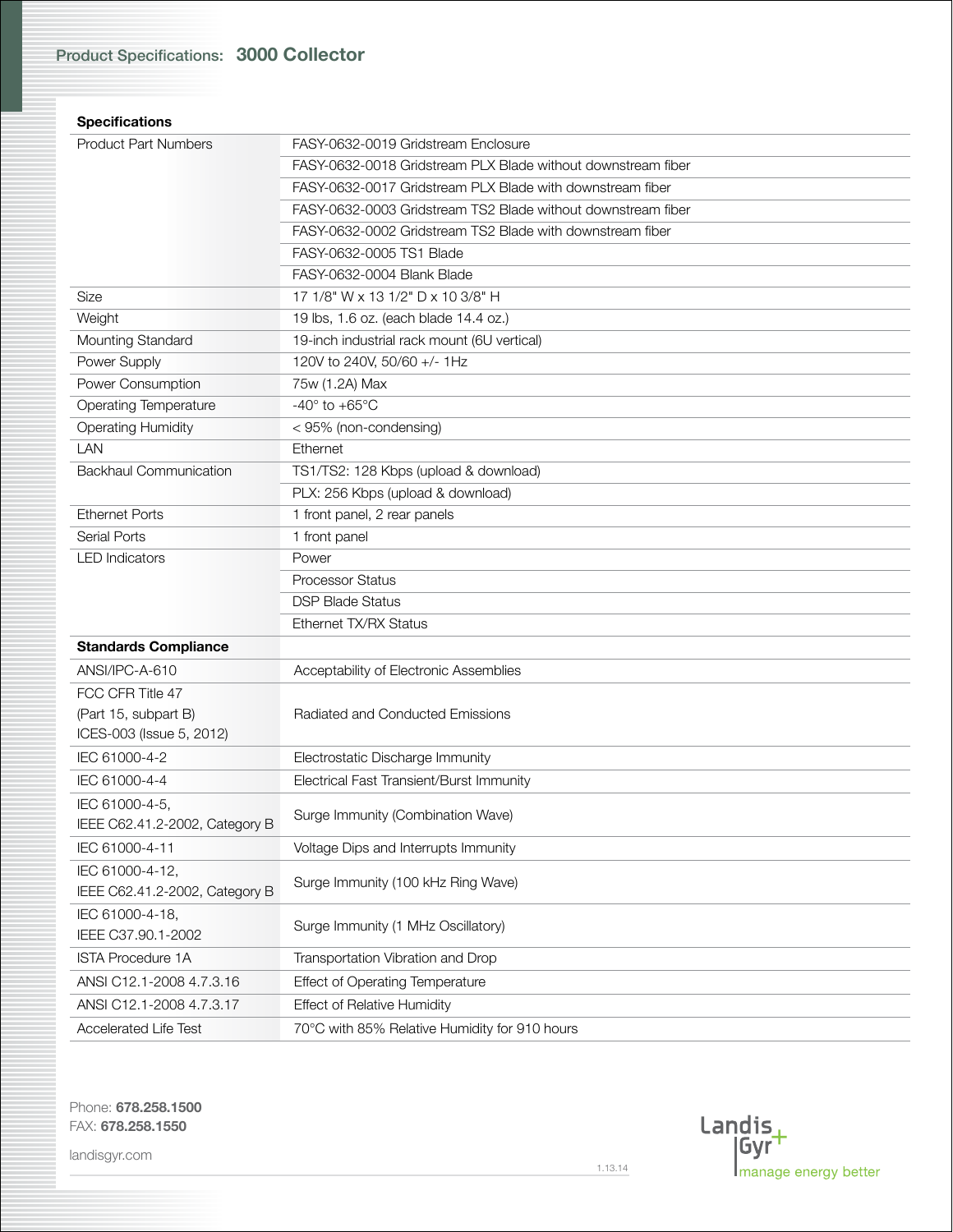## Product Specifications: 3000 Collector

| Specifications | |
|---|---|
| Product Part Numbers | FASY-0632-0019 Gridstream Enclosure |
| | FASY-0632-0018 Gridstream PLX Blade without downstream fiber |
| | FASY-0632-0017 Gridstream PLX Blade with downstream fiber |
| | FASY-0632-0003 Gridstream TS2 Blade without downstream fiber |
| | FASY-0632-0002 Gridstream TS2 Blade with downstream fiber |
| | FASY-0632-0005 TS1 Blade |
| | FASY-0632-0004 Blank Blade |
| Size | 17 1/8" W x 13 1/2" D x 10 3/8" H |
| Weight | 19 lbs, 1.6 oz. (each blade 14.4 oz.) |
| Mounting Standard | 19-inch industrial rack mount (6U vertical) |
| Power Supply | 120V to 240V, 50/60 +/- 1Hz |
| Power Consumption | 75w (1.2A) Max |
| Operating Temperature | -40° to +65°C |
| Operating Humidity | < 95% (non-condensing) |
| LAN | Ethernet |
| Backhaul Communication | TS1/TS2: 128 Kbps (upload & download) |
| | PLX: 256 Kbps (upload & download) |
| Ethernet Ports | 1 front panel, 2 rear panels |
| Serial Ports | 1 front panel |
| LED Indicators | Power |
| | Processor Status |
| | DSP Blade Status |
| | Ethernet TX/RX Status |

| Standards Compliance | |
|---|---|
| ANSI/IPC-A-610 | Acceptability of Electronic Assemblies |
| FCC CFR Title 47 (Part 15, subpart B) ICES-003 (Issue 5, 2012) | Radiated and Conducted Emissions |
| IEC 61000-4-2 | Electrostatic Discharge Immunity |
| IEC 61000-4-4 | Electrical Fast Transient/Burst Immunity |
| IEC 61000-4-5, IEEE C62.41.2-2002, Category B | Surge Immunity (Combination Wave) |
| IEC 61000-4-11 | Voltage Dips and Interrupts Immunity |
| IEC 61000-4-12, IEEE C62.41.2-2002, Category B | Surge Immunity (100 kHz Ring Wave) |
| IEC 61000-4-18, IEEE C37.90.1-2002 | Surge Immunity (1 MHz Oscillatory) |
| ISTA Procedure 1A | Transportation Vibration and Drop |
| ANSI C12.1-2008 4.7.3.16 | Effect of Operating Temperature |
| ANSI C12.1-2008 4.7.3.17 | Effect of Relative Humidity |
| Accelerated Life Test | 70°C with 85% Relative Humidity for 910 hours |

Phone: **678.258.1500**
FAX: **678.258.1550**

landisgyr.com

1.13.14

Landis+Gyr
manage energy better